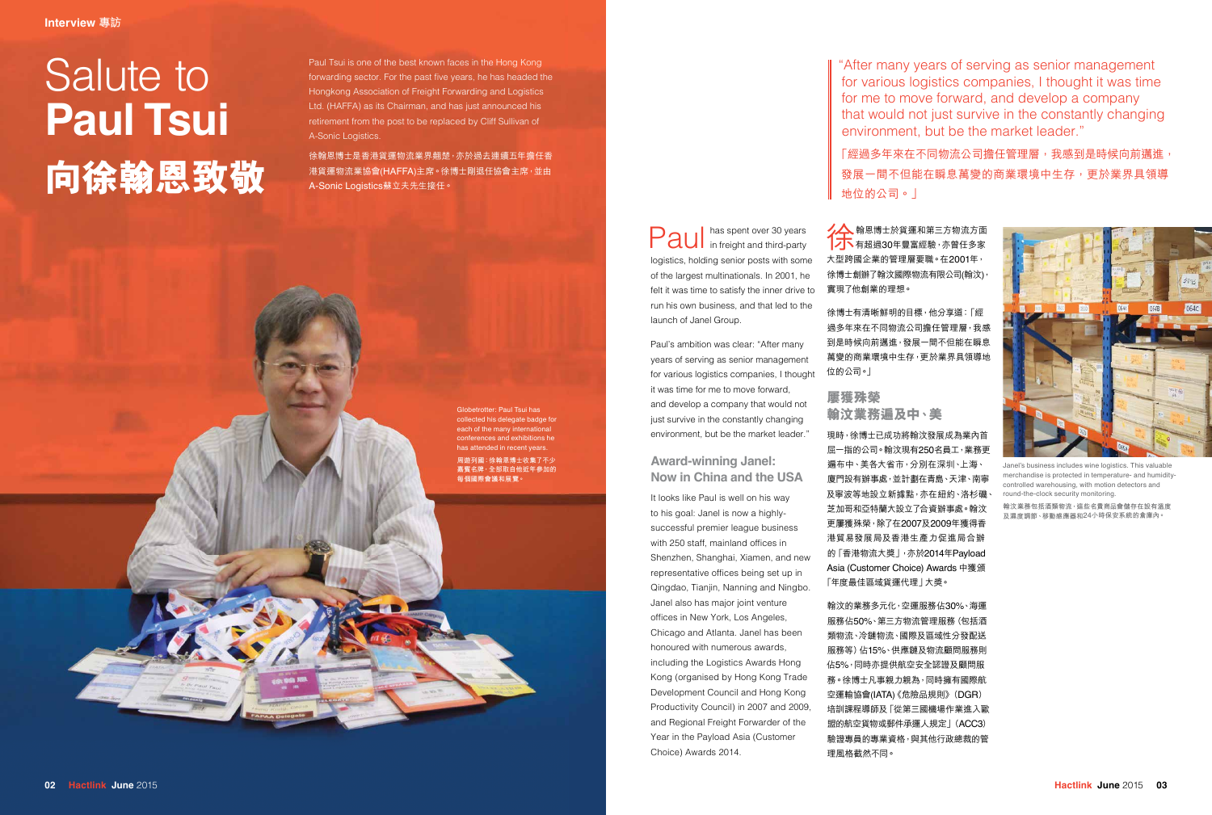Interview 專訪

# Salute to **Paul Tsui**

# 向徐翰恩致敬

Paul Tsui is one of the best known faces in the Hong Kong forwarding sector. For the past five years, he has headed the Hongkong Association of Freight Forwarding and Logistics Ltd. (HAFFA) as its Chairman, and has just announced his retirement from the post to be replaced by Cliff Sullivan of A-Sonic Logistics.

徐翰恩博士是香港貨運物流業界翹楚，亦於過去連續五年擔任香港貨運物流業協會(HAFFA)主席。徐博士剛退任協會主席，並由A-Sonic Logistics蘇立夫先生接任。

Globetrotter: Paul Tsui has collected his delegate badge for each of the many international conferences and exhibitions he has attended in recent years.

周遊列國：徐翰恩博士收集了不少嘉賓名牌，全部取自他近年參加的每個國際會議和展覽。

"After many years of serving as senior management for various logistics companies, I thought it was time for me to move forward, and develop a company that would not just survive in the constantly changing environment, but be the market leader."

「經過多年來在不同物流公司擔任管理層，我感到是時候向前邁進，發展一間不但能在瞬息萬變的商業環境中生存，更於業界具領導地位的公司。」

Paul has spent over 30 years in freight and third-party logistics, holding senior posts with some of the largest multinationals. In 2001, he felt it was time to satisfy the inner drive to run his own business, and that led to the launch of Janel Group.

Paul's ambition was clear: "After many years of serving as senior management for various logistics companies, I thought it was time for me to move forward, and develop a company that would not just survive in the constantly changing environment, but be the market leader."

## Award-winning Janel: Now in China and the USA

It looks like Paul is well on his way to his goal: Janel is now a highly-successful premier league business with 250 staff, mainland offices in Shenzhen, Shanghai, Xiamen, and new representative offices being set up in Qingdao, Tianjin, Nanning and Ningbo. Janel also has major joint venture offices in New York, Los Angeles, Chicago and Atlanta. Janel has been honoured with numerous awards, including the Logistics Awards Hong Kong (organised by Hong Kong Trade Development Council and Hong Kong Productivity Council) in 2007 and 2009, and Regional Freight Forwarder of the Year in the Payload Asia (Customer Choice) Awards 2014.

徐翰恩博士於貨運和第三方物流方面有超過30年豐富經驗，亦曾任多家大型跨國企業的管理層要職。在2001年，徐博士創辦了翰汶國際物流有限公司(翰汶)，實現了他創業的理想。

徐博士有清晰鮮明的目標，他分享道：「經過多年來在不同物流公司擔任管理層，我感到是時候向前邁進，發展一間不但能在瞬息萬變的商業環境中生存，更於業界具領導地位的公司。」

## 屢獲殊榮 翰汶業務遍及中、美

現時，徐博士已成功將翰汶發展成為業內首屈一指的公司。翰汶現有250名員工，業務更遍布中、美各大省市，分別在深圳、上海、廈門設有辦事處，並計劃在青島、天津、南寧及寧波等地設立新據點，亦在紐約、洛杉磯、芝加哥和亞特蘭大設立了合資辦事處。翰汶更屢獲殊榮，除了在2007及2009年獲得香港貿易發展局及香港生產力促進局合辦的「香港物流大獎」，亦於2014年Payload Asia (Customer Choice) Awards 中獲頒「年度最佳區域貨運代理」大獎。

翰汶的業務多元化，空運服務佔30%、海運服務佔50%、第三方物流管理服務（包括酒類物流、冷鏈物流、國際及區域性分發配送服務等）佔15%、供應鏈及物流顧問服務則佔5%，同時亦提供航空安全認證及顧問服務。徐博士凡事親力親為，同時擁有國際航空運輸協會(IATA)《危險品規則》(DGR)培訓課程導師及「從第三國機場作業進入歐盟的航空貨物或郵件承運人規定」(ACC3)驗證專員的專業資格，與其他行政總裁的管理風格截然不同。

Janel's business includes wine logistics. This valuable merchandise is protected in temperature- and humidity-controlled warehousing, with motion detectors and round-the-clock security monitoring.

翰汶業務包括酒類物流，這些名貴商品會儲存在設有溫度及濕度調節、移動感應器和24小時保安系統的倉庫內。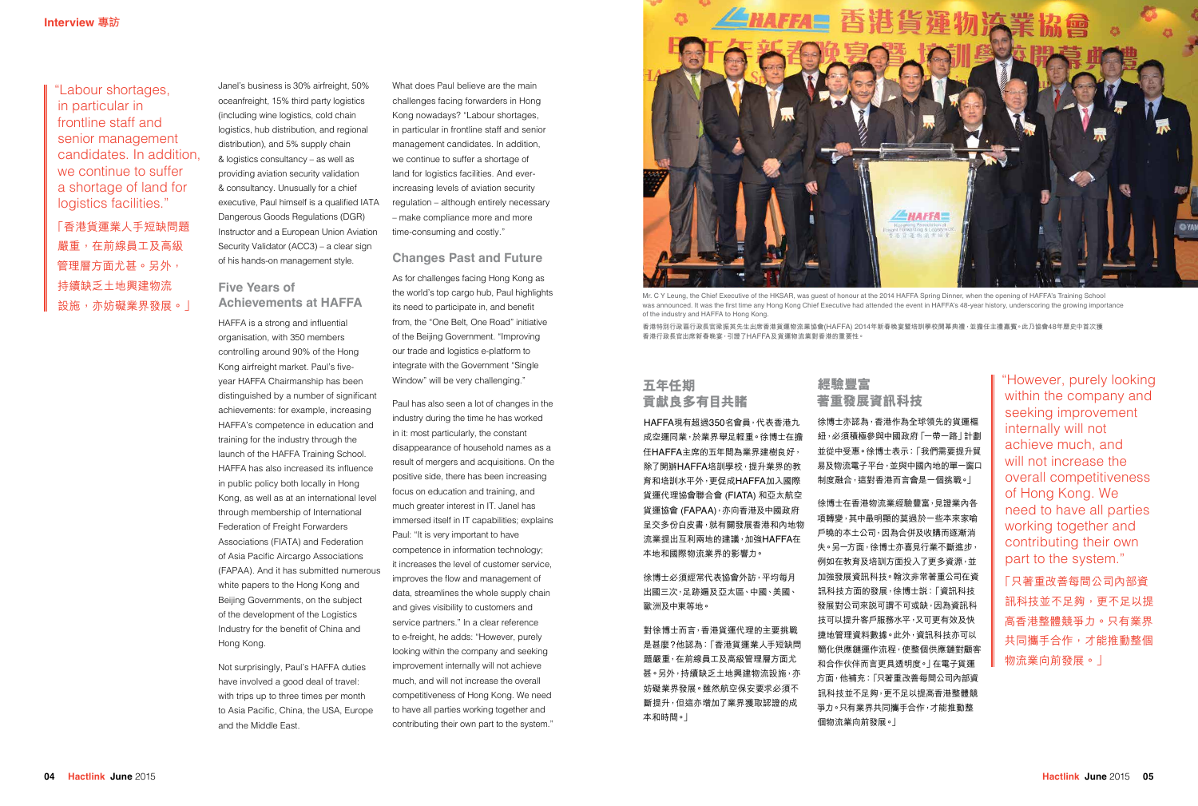> "Labour shortages, in particular in frontline staff and senior management candidates. In addition, we continue to suffer a shortage of land for logistics facilities."
>
> 「香港貨運業人手短缺問題嚴重，在前線員工及高級管理層方面尤甚。另外，持續缺乏土地興建物流設施，亦妨礙業界發展。」

Janel's business is 30% airfreight, 50% oceanfreight, 15% third party logistics (including wine logistics, cold chain logistics, hub distribution, and regional distribution), and 5% supply chain & logistics consultancy – as well as providing aviation security validation & consultancy. Unusually for a chief executive, Paul himself is a qualified IATA Dangerous Goods Regulations (DGR) Instructor and a European Union Aviation Security Validator (ACC3) – a clear sign of his hands-on management style.

## Five Years of Achievements at HAFFA

HAFFA is a strong and influential organisation, with 350 members controlling around 90% of the Hong Kong airfreight market. Paul's five-year HAFFA Chairmanship has been distinguished by a number of significant achievements: for example, increasing HAFFA's competence in education and training for the industry through the launch of the HAFFA Training School. HAFFA has also increased its influence in public policy both locally in Hong Kong, as well as at an international level through membership of International Federation of Freight Forwarders Associations (FIATA) and Federation of Asia Pacific Aircargo Associations (FAPAA). And it has submitted numerous white papers to the Hong Kong and Beijing Governments, on the subject of the development of the Logistics Industry for the benefit of China and Hong Kong.

Not surprisingly, Paul's HAFFA duties have involved a good deal of travel: with trips up to three times per month to Asia Pacific, China, the USA, Europe and the Middle East.

What does Paul believe are the main challenges facing forwarders in Hong Kong nowadays? "Labour shortages, in particular in frontline staff and senior management candidates. In addition, we continue to suffer a shortage of land for logistics facilities. And ever-increasing levels of aviation security regulation – although entirely necessary – make compliance more and more time-consuming and costly."

## Changes Past and Future

As for challenges facing Hong Kong as the world's top cargo hub, Paul highlights its need to participate in, and benefit from, the "One Belt, One Road" initiative of the Beijing Government. "Improving our trade and logistics e-platform to integrate with the Government "Single Window" will be very challenging."

Paul has also seen a lot of changes in the industry during the time he has worked in it: most particularly, the constant disappearance of household names as a result of mergers and acquisitions. On the positive side, there has been increasing focus on education and training, and much greater interest in IT. Janel has immersed itself in IT capabilities; explains Paul: "It is very important to have competence in information technology; it increases the level of customer service, improves the flow and management of data, streamlines the whole supply chain and gives visibility to customers and service partners." In a clear reference to e-freight, he adds: "However, purely looking within the company and seeking improvement internally will not achieve much, and will not increase the overall competitiveness of Hong Kong. We need to have all parties working together and contributing their own part to the system."

Mr. C Y Leung, the Chief Executive of the HKSAR, was guest of honour at the 2014 HAFFA Spring Dinner, when the opening of HAFFA's Training School was announced. It was the first time any Hong Kong Chief Executive had attended the event in HAFFA's 48-year history, underscoring the growing importance of the industry and HAFFA to Hong Kong.

香港特別行政區行政長官梁振英先生出席香港貨運物流業協會(HAFFA) 2014年新春晚宴暨培訓學校開幕典禮，並擔任主禮嘉賓。此乃協會48年歷史中首次獲香港行政長官出席新春晚宴，引證了HAFFA及貨運物流業對香港的重要性。

## 五年任期 貢獻良多有目共睹

HAFFA現有超過350名會員，代表香港九成空運同業，於業界舉足輕重。徐博士在擔任HAFFA主席的五年間為業界建樹良好，除了開辦HAFFA培訓學校，提升業界的教育和培訓水平外，更促成HAFFA加入國際貨運代理協會聯合會 (FIATA) 和亞太航空貨運協會 (FAPAA)，亦向香港及中國政府呈交多份白皮書，就有關發展香港和內地物流業提出互利兩地的建議，加強HAFFA在本地和國際物流業界的影響力。

徐博士必須經常代表協會外訪，平均每月出國三次，足跡遍及亞太區、中國、美國、歐洲及中東等地。

對徐博士而言，香港貨運代理的主要挑戰是甚麼？他認為：「香港貨運業人手短缺問題嚴重，在前線員工及高級管理層方面尤甚。另外，持續缺乏土地興建物流設施，亦妨礙業界發展。雖然航空保安要求必須不斷提升，但這亦增加了業界獲取認證的成本和時間。」

## 經驗豐富 著重發展資訊科技

徐博士亦認為，香港作為全球領先的貨運樞紐，必須積極參與中國政府「一帶一路」計劃並從中受惠。徐博士表示：「我們需要提升貿易及物流電子平台，並與中國內地的單一窗口制度融合，這對香港而言會是一個挑戰。」

徐博士在香港物流業經驗豐富，見證業內各項轉變，其中最明顯的莫過於一些本來家喻戶曉的本土公司，因為合併及收購而逐漸消失。另一方面，徐博士亦喜見行業不斷進步，例如在教育及培訓方面投入了更多資源，並加強發展資訊科技。翰汶非常著重公司在資訊科技方面的發展，徐博士說：「資訊科技發展對公司來說可謂不可或缺，因為資訊科技可以提升客戶服務水平，又可更有效及快捷地管理資料數據。此外，資訊科技亦可以簡化供應鏈運作流程，使整個供應鏈對顧客和合作伙伴而言更具透明度。」在電子貨運方面，他補充：「只著重改善每間公司內部資訊科技並不足夠，更不足以提高香港整體競爭力。只有業界共同攜手合作，才能推動整個物流業向前發展。」

> "However, purely looking within the company and seeking improvement internally will not achieve much, and will not increase the overall competitiveness of Hong Kong. We need to have all parties working together and contributing their own part to the system."
>
> 「只著重改善每間公司內部資訊科技並不足夠，更不足以提高香港整體競爭力。只有業界共同攜手合作，才能推動整個物流業向前發展。」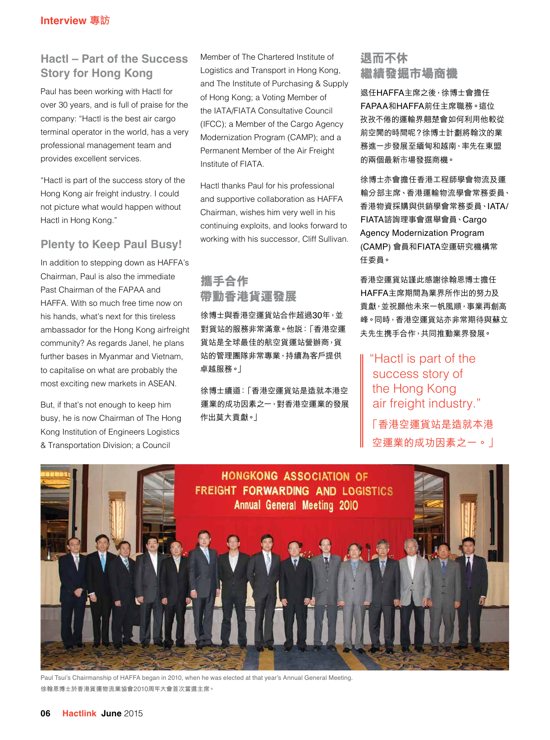## Hactl – Part of the Success Story for Hong Kong

Paul has been working with Hactl for over 30 years, and is full of praise for the company: "Hactl is the best air cargo terminal operator in the world, has a very professional management team and provides excellent services.

"Hactl is part of the success story of the Hong Kong air freight industry. I could not picture what would happen without Hactl in Hong Kong."

## Plenty to Keep Paul Busy!

In addition to stepping down as HAFFA's Chairman, Paul is also the immediate Past Chairman of the FAPAA and HAFFA. With so much free time now on his hands, what's next for this tireless ambassador for the Hong Kong airfreight community? As regards Janel, he plans further bases in Myanmar and Vietnam, to capitalise on what are probably the most exciting new markets in ASEAN.

But, if that's not enough to keep him busy, he is now Chairman of The Hong Kong Institution of Engineers Logistics & Transportation Division; a Council Member of The Chartered Institute of Logistics and Transport in Hong Kong, and The Institute of Purchasing & Supply of Hong Kong; a Voting Member of the IATA/FIATA Consultative Council (IFCC); a Member of the Cargo Agency Modernization Program (CAMP); and a Permanent Member of the Air Freight Institute of FIATA.

Hactl thanks Paul for his professional and supportive collaboration as HAFFA Chairman, wishes him very well in his continuing exploits, and looks forward to working with his successor, Cliff Sullivan.

## 攜手合作 帶動香港貨運發展

徐博士與香港空運貨站合作超過30年，並對貨站的服務非常滿意。他說：「香港空運貨站是全球最佳的航空貨運站營辦商，貨站的管理團隊非常專業，持續為客戶提供卓越服務。」

徐博士續道：「香港空運貨站是造就本港空運業的成功因素之一，對香港空運業的發展作出莫大貢獻。」

## 退而不休 繼續發掘市場商機

退任HAFFA主席之後，徐博士會擔任FAPAA和HAFFA前任主席職務。這位孜孜不倦的運輸界翹楚會如何利用他較從前空閒的時間呢？徐博士計劃將翰文的業務進一步發展至緬甸和越南，率先在東盟的兩個最新市場發掘商機。

徐博士亦會擔任香港工程師學會物流及運輸分部主席、香港運輸物流學會常務委員、香港物資採購與供銷學會常務委員、IATA/FIATA諮詢理事會選舉會員、Cargo Agency Modernization Program (CAMP) 會員和FIATA空運研究機構常任委員。

香港空運貨站謹此感謝徐翰恩博士擔任HAFFA主席期間為業界所作出的努力及貢獻，並祝願他未來一帆風順，事業再創高峰。同時，香港空運貨站亦非常期待與蘇立夫先生攜手合作，共同推動業界發展。

> "Hactl is part of the success story of the Hong Kong air freight industry."
>
> 「香港空運貨站是造就本港空運業的成功因素之一。」

Paul Tsui's Chairmanship of HAFFA began in 2010, when he was elected at that year's Annual General Meeting.

徐翰恩博士於香港貨運物流業協會2010周年大會首次當選主席。